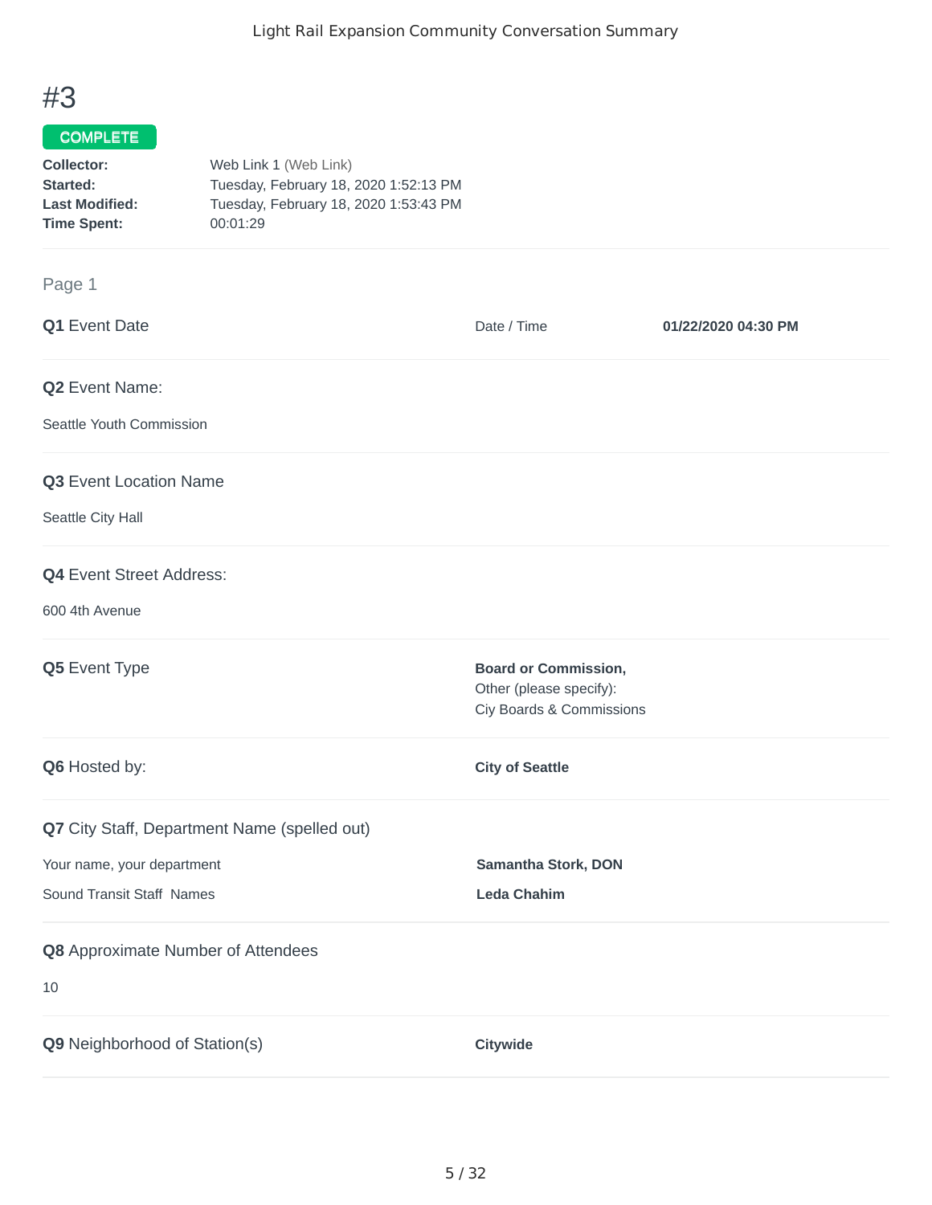# #3

**COMPLETE**

**Collector:** Web Link 1 (Web Link)
**Started:** Tuesday, February 18, 2020 1:52:13 PM
**Last Modified:** Tuesday, February 18, 2020 1:53:43 PM
**Time Spent:** 00:01:29

## Page 1

**Q1** Event Date

Date / Time **01/22/2020 04:30 PM**

**Q2** Event Name:

Seattle Youth Commission

**Q3** Event Location Name

Seattle City Hall

**Q4** Event Street Address:

600 4th Avenue

**Q5** Event Type

**Board or Commission,**
Other (please specify):
Ciy Boards & Commissions

**Q6** Hosted by:

**City of Seattle**

**Q7** City Staff, Department Name (spelled out)

Your name, your department **Samantha Stork, DON**

Sound Transit Staff Names **Leda Chahim**

**Q8** Approximate Number of Attendees

10

**Q9** Neighborhood of Station(s)

**Citywide**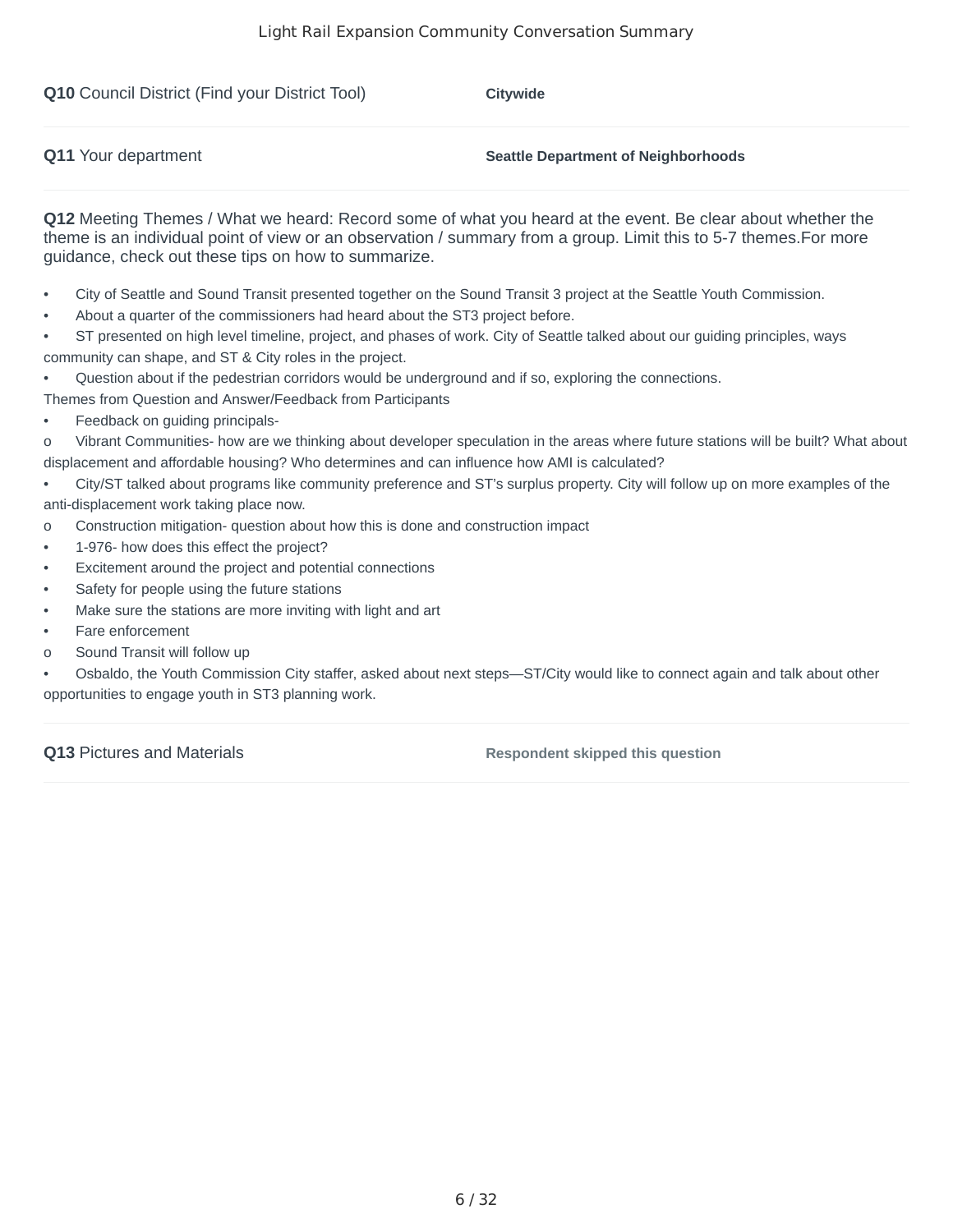**Q10** Council District (Find your District Tool) **Citywide**

**Q11** Your department **Seattle Department of Neighborhoods**

**Q12** Meeting Themes / What we heard: Record some of what you heard at the event. Be clear about whether the theme is an individual point of view or an observation / summary from a group. Limit this to 5-7 themes.For more guidance, check out these tips on how to summarize.

- City of Seattle and Sound Transit presented together on the Sound Transit 3 project at the Seattle Youth Commission.
- About a quarter of the commissioners had heard about the ST3 project before.
- ST presented on high level timeline, project, and phases of work. City of Seattle talked about our guiding principles, ways community can shape, and ST & City roles in the project.
- Question about if the pedestrian corridors would be underground and if so, exploring the connections.

Themes from Question and Answer/Feedback from Participants

- Feedback on guiding principals-
  - o Vibrant Communities- how are we thinking about developer speculation in the areas where future stations will be built? What about displacement and affordable housing? Who determines and can influence how AMI is calculated?
- City/ST talked about programs like community preference and ST’s surplus property. City will follow up on more examples of the anti-displacement work taking place now.
  - o Construction mitigation- question about how this is done and construction impact
- 1-976- how does this effect the project?
- Excitement around the project and potential connections
- Safety for people using the future stations
- Make sure the stations are more inviting with light and art
- Fare enforcement
  - o Sound Transit will follow up
- Osbaldo, the Youth Commission City staffer, asked about next steps—ST/City would like to connect again and talk about other opportunities to engage youth in ST3 planning work.

**Q13** Pictures and Materials **Respondent skipped this question**